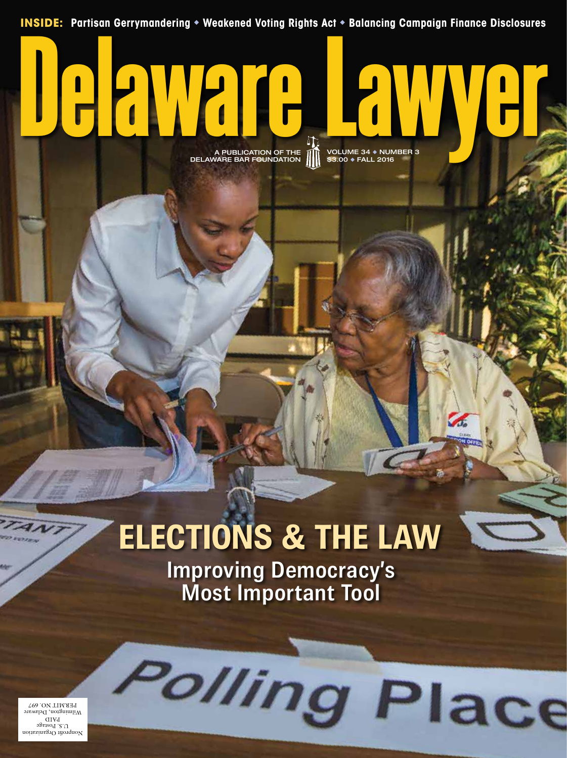**INSIDE:** Partisan Gerrymandering ◆ Weakened Voting Rights Act ◆ Balancing Campaign Finance Disclosures

# Delaware Lawyer

A PUBLICATION OF THE DELAWARE BAR FOUNDATION

VOLUME 34 ◆ NUMBER 3
$3.00 ◆ FALL 2016

## ELECTIONS & THE LAW

### Improving Democracy's Most Important Tool

Nonprofit Organization
U.S. Postage
PAID
Wilmington, Delaware
PERMIT NO. 697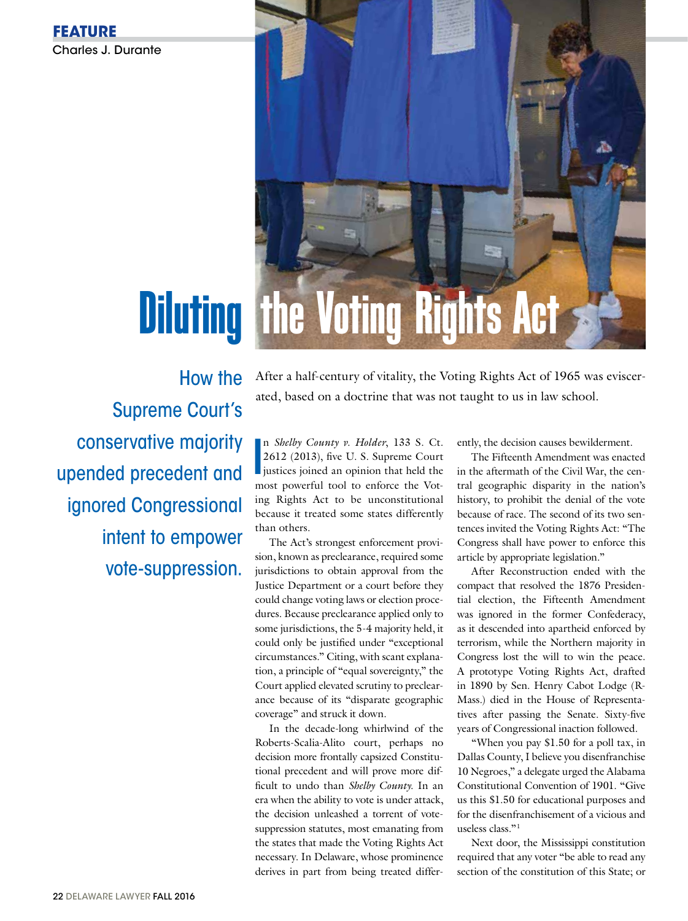FEATURE

Charles J. Durante

# Diluting the Voting Rights Act

## How the Supreme Court's conservative majority upended precedent and ignored Congressional intent to empower vote-suppression.

After a half-century of vitality, the Voting Rights Act of 1965 was eviscerated, based on a doctrine that was not taught to us in law school.

In *Shelby County v. Holder*, 133 S. Ct. 2612 (2013), five U. S. Supreme Court justices joined an opinion that held the most powerful tool to enforce the Voting Rights Act to be unconstitutional because it treated some states differently than others.

The Act's strongest enforcement provision, known as preclearance, required some jurisdictions to obtain approval from the Justice Department or a court before they could change voting laws or election procedures. Because preclearance applied only to some jurisdictions, the 5-4 majority held, it could only be justified under "exceptional circumstances." Citing, with scant explanation, a principle of "equal sovereignty," the Court applied elevated scrutiny to preclearance because of its "disparate geographic coverage" and struck it down.

In the decade-long whirlwind of the Roberts-Scalia-Alito court, perhaps no decision more frontally capsized Constitutional precedent and will prove more difficult to undo than *Shelby County.* In an era when the ability to vote is under attack, the decision unleashed a torrent of vote-suppression statutes, most emanating from the states that made the Voting Rights Act necessary. In Delaware, whose prominence derives in part from being treated differently, the decision causes bewilderment.

The Fifteenth Amendment was enacted in the aftermath of the Civil War, the central geographic disparity in the nation's history, to prohibit the denial of the vote because of race. The second of its two sentences invited the Voting Rights Act: "The Congress shall have power to enforce this article by appropriate legislation."

After Reconstruction ended with the compact that resolved the 1876 Presidential election, the Fifteenth Amendment was ignored in the former Confederacy, as it descended into apartheid enforced by terrorism, while the Northern majority in Congress lost the will to win the peace. A prototype Voting Rights Act, drafted in 1890 by Sen. Henry Cabot Lodge (R-Mass.) died in the House of Representatives after passing the Senate. Sixty-five years of Congressional inaction followed.

"When you pay $1.50 for a poll tax, in Dallas County, I believe you disenfranchise 10 Negroes," a delegate urged the Alabama Constitutional Convention of 1901. "Give us this $1.50 for educational purposes and for the disenfranchisement of a vicious and useless class."[1]

Next door, the Mississippi constitution required that any voter "be able to read any section of the constitution of this State; or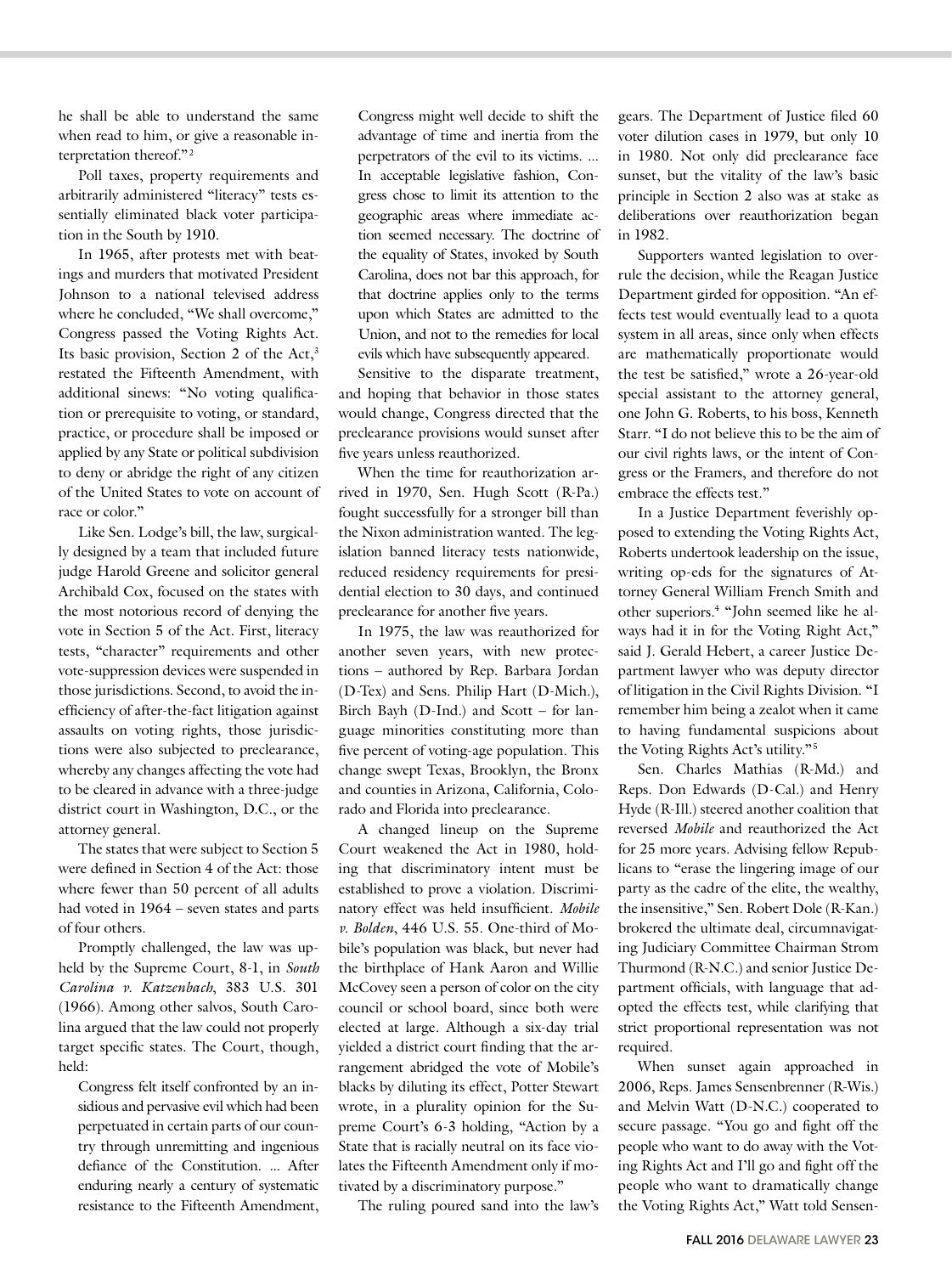he shall be able to understand the same when read to him, or give a reasonable interpretation thereof."[2]

Poll taxes, property requirements and arbitrarily administered "literacy" tests essentially eliminated black voter participation in the South by 1910.

In 1965, after protests met with beatings and murders that motivated President Johnson to a national televised address where he concluded, "We shall overcome," Congress passed the Voting Rights Act. Its basic provision, Section 2 of the Act,[3] restated the Fifteenth Amendment, with additional sinews: "No voting qualification or prerequisite to voting, or standard, practice, or procedure shall be imposed or applied by any State or political subdivision to deny or abridge the right of any citizen of the United States to vote on account of race or color."

Like Sen. Lodge's bill, the law, surgically designed by a team that included future judge Harold Greene and solicitor general Archibald Cox, focused on the states with the most notorious record of denying the vote in Section 5 of the Act. First, literacy tests, "character" requirements and other vote-suppression devices were suspended in those jurisdictions. Second, to avoid the inefficiency of after-the-fact litigation against assaults on voting rights, those jurisdictions were also subjected to preclearance, whereby any changes affecting the vote had to be cleared in advance with a three-judge district court in Washington, D.C., or the attorney general.

The states that were subject to Section 5 were defined in Section 4 of the Act: those where fewer than 50 percent of all adults had voted in 1964 – seven states and parts of four others.

Promptly challenged, the law was upheld by the Supreme Court, 8-1, in *South Carolina v. Katzenbach*, 383 U.S. 301 (1966). Among other salvos, South Carolina argued that the law could not properly target specific states. The Court, though, held:

> Congress felt itself confronted by an insidious and pervasive evil which had been perpetuated in certain parts of our country through unremitting and ingenious defiance of the Constitution. ... After enduring nearly a century of systematic resistance to the Fifteenth Amendment, Congress might well decide to shift the advantage of time and inertia from the perpetrators of the evil to its victims. ... In acceptable legislative fashion, Congress chose to limit its attention to the geographic areas where immediate action seemed necessary. The doctrine of the equality of States, invoked by South Carolina, does not bar this approach, for that doctrine applies only to the terms upon which States are admitted to the Union, and not to the remedies for local evils which have subsequently appeared.

Sensitive to the disparate treatment, and hoping that behavior in those states would change, Congress directed that the preclearance provisions would sunset after five years unless reauthorized.

When the time for reauthorization arrived in 1970, Sen. Hugh Scott (R-Pa.) fought successfully for a stronger bill than the Nixon administration wanted. The legislation banned literacy tests nationwide, reduced residency requirements for presidential election to 30 days, and continued preclearance for another five years.

In 1975, the law was reauthorized for another seven years, with new protections – authored by Rep. Barbara Jordan (D-Tex) and Sens. Philip Hart (D-Mich.), Birch Bayh (D-Ind.) and Scott – for language minorities constituting more than five percent of voting-age population. This change swept Texas, Brooklyn, the Bronx and counties in Arizona, California, Colorado and Florida into preclearance.

A changed lineup on the Supreme Court weakened the Act in 1980, holding that discriminatory intent must be established to prove a violation. Discriminatory effect was held insufficient. *Mobile v. Bolden*, 446 U.S. 55. One-third of Mobile's population was black, but never had the birthplace of Hank Aaron and Willie McCovey seen a person of color on the city council or school board, since both were elected at large. Although a six-day trial yielded a district court finding that the arrangement abridged the vote of Mobile's blacks by diluting its effect, Potter Stewart wrote, in a plurality opinion for the Supreme Court's 6-3 holding, "Action by a State that is racially neutral on its face violates the Fifteenth Amendment only if motivated by a discriminatory purpose."

The ruling poured sand into the law's gears. The Department of Justice filed 60 voter dilution cases in 1979, but only 10 in 1980. Not only did preclearance face sunset, but the vitality of the law's basic principle in Section 2 also was at stake as deliberations over reauthorization began in 1982.

Supporters wanted legislation to overrule the decision, while the Reagan Justice Department girded for opposition. "An effects test would eventually lead to a quota system in all areas, since only when effects are mathematically proportionate would the test be satisfied," wrote a 26-year-old special assistant to the attorney general, one John G. Roberts, to his boss, Kenneth Starr. "I do not believe this to be the aim of our civil rights laws, or the intent of Congress or the Framers, and therefore do not embrace the effects test."

In a Justice Department feverishly opposed to extending the Voting Rights Act, Roberts undertook leadership on the issue, writing op-eds for the signatures of Attorney General William French Smith and other superiors.[4] "John seemed like he always had it in for the Voting Right Act," said J. Gerald Hebert, a career Justice Department lawyer who was deputy director of litigation in the Civil Rights Division. "I remember him being a zealot when it came to having fundamental suspicions about the Voting Rights Act's utility."[5]

Sen. Charles Mathias (R-Md.) and Reps. Don Edwards (D-Cal.) and Henry Hyde (R-Ill.) steered another coalition that reversed *Mobile* and reauthorized the Act for 25 more years. Advising fellow Republicans to "erase the lingering image of our party as the cadre of the elite, the wealthy, the insensitive," Sen. Robert Dole (R-Kan.) brokered the ultimate deal, circumnavigating Judiciary Committee Chairman Strom Thurmond (R-N.C.) and senior Justice Department officials, with language that adopted the effects test, while clarifying that strict proportional representation was not required.

When sunset again approached in 2006, Reps. James Sensenbrenner (R-Wis.) and Melvin Watt (D-N.C.) cooperated to secure passage. "You go and fight off the people who want to do away with the Voting Rights Act and I'll go and fight off the people who want to dramatically change the Voting Rights Act," Watt told Sensen-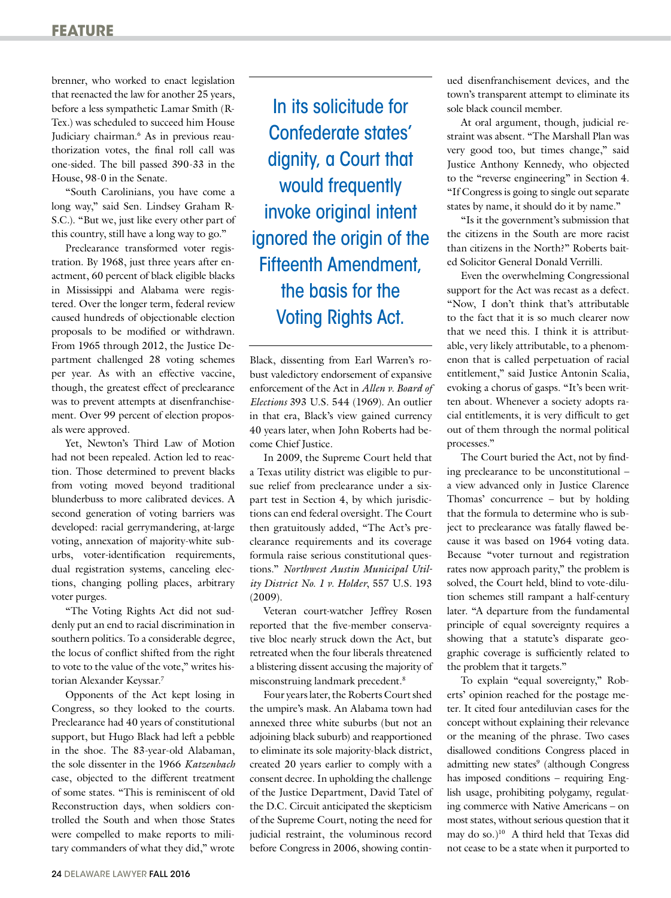brenner, who worked to enact legislation that reenacted the law for another 25 years, before a less sympathetic Lamar Smith (R-Tex.) was scheduled to succeed him House Judiciary chairman.[6] As in previous reauthorization votes, the final roll call was one-sided. The bill passed 390-33 in the House, 98-0 in the Senate.

"South Carolinians, you have come a long way," said Sen. Lindsey Graham R-S.C.). "But we, just like every other part of this country, still have a long way to go."

Preclearance transformed voter registration. By 1968, just three years after enactment, 60 percent of black eligible blacks in Mississippi and Alabama were registered. Over the longer term, federal review caused hundreds of objectionable election proposals to be modified or withdrawn. From 1965 through 2012, the Justice Department challenged 28 voting schemes per year. As with an effective vaccine, though, the greatest effect of preclearance was to prevent attempts at disenfranchisement. Over 99 percent of election proposals were approved.

Yet, Newton's Third Law of Motion had not been repealed. Action led to reaction. Those determined to prevent blacks from voting moved beyond traditional blunderbuss to more calibrated devices. A second generation of voting barriers was developed: racial gerrymandering, at-large voting, annexation of majority-white suburbs, voter-identification requirements, dual registration systems, canceling elections, changing polling places, arbitrary voter purges.

"The Voting Rights Act did not suddenly put an end to racial discrimination in southern politics. To a considerable degree, the locus of conflict shifted from the right to vote to the value of the vote," writes historian Alexander Keyssar.[7]

Opponents of the Act kept losing in Congress, so they looked to the courts. Preclearance had 40 years of constitutional support, but Hugo Black had left a pebble in the shoe. The 83-year-old Alabaman, the sole dissenter in the 1966 *Katzenbach* case, objected to the different treatment of some states. "This is reminiscent of old Reconstruction days, when soldiers controlled the South and when those States were compelled to make reports to military commanders of what they did," wrote Black, dissenting from Earl Warren's robust valedictory endorsement of expansive enforcement of the Act in *Allen v. Board of Elections* 393 U.S. 544 (1969). An outlier in that era, Black's view gained currency 40 years later, when John Roberts had become Chief Justice.

> In its solicitude for Confederate states' dignity, a Court that would frequently invoke original intent ignored the origin of the Fifteenth Amendment, the basis for the Voting Rights Act.

In 2009, the Supreme Court held that a Texas utility district was eligible to pursue relief from preclearance under a six-part test in Section 4, by which jurisdictions can end federal oversight. The Court then gratuitously added, "The Act's preclearance requirements and its coverage formula raise serious constitutional questions." *Northwest Austin Municipal Utility District No. 1 v. Holder*, 557 U.S. 193 (2009).

Veteran court-watcher Jeffrey Rosen reported that the five-member conservative bloc nearly struck down the Act, but retreated when the four liberals threatened a blistering dissent accusing the majority of misconstruing landmark precedent.[8]

Four years later, the Roberts Court shed the umpire's mask. An Alabama town had annexed three white suburbs (but not an adjoining black suburb) and reapportioned to eliminate its sole majority-black district, created 20 years earlier to comply with a consent decree. In upholding the challenge of the Justice Department, David Tatel of the D.C. Circuit anticipated the skepticism of the Supreme Court, noting the need for judicial restraint, the voluminous record before Congress in 2006, showing continued disenfranchisement devices, and the town's transparent attempt to eliminate its sole black council member.

At oral argument, though, judicial restraint was absent. "The Marshall Plan was very good too, but times change," said Justice Anthony Kennedy, who objected to the "reverse engineering" in Section 4. "If Congress is going to single out separate states by name, it should do it by name."

"Is it the government's submission that the citizens in the South are more racist than citizens in the North?" Roberts baited Solicitor General Donald Verrilli.

Even the overwhelming Congressional support for the Act was recast as a defect. "Now, I don't think that's attributable to the fact that it is so much clearer now that we need this. I think it is attributable, very likely attributable, to a phenomenon that is called perpetuation of racial entitlement," said Justice Antonin Scalia, evoking a chorus of gasps. "It's been written about. Whenever a society adopts racial entitlements, it is very difficult to get out of them through the normal political processes."

The Court buried the Act, not by finding preclearance to be unconstitutional – a view advanced only in Justice Clarence Thomas' concurrence – but by holding that the formula to determine who is subject to preclearance was fatally flawed because it was based on 1964 voting data. Because "voter turnout and registration rates now approach parity," the problem is solved, the Court held, blind to vote-dilution schemes still rampant a half-century later. "A departure from the fundamental principle of equal sovereignty requires a showing that a statute's disparate geographic coverage is sufficiently related to the problem that it targets."

To explain "equal sovereignty," Roberts' opinion reached for the postage meter. It cited four antediluvian cases for the concept without explaining their relevance or the meaning of the phrase. Two cases disallowed conditions Congress placed in admitting new states[9] (although Congress has imposed conditions – requiring English usage, prohibiting polygamy, regulating commerce with Native Americans – on most states, without serious question that it may do so.)[10] A third held that Texas did not cease to be a state when it purported to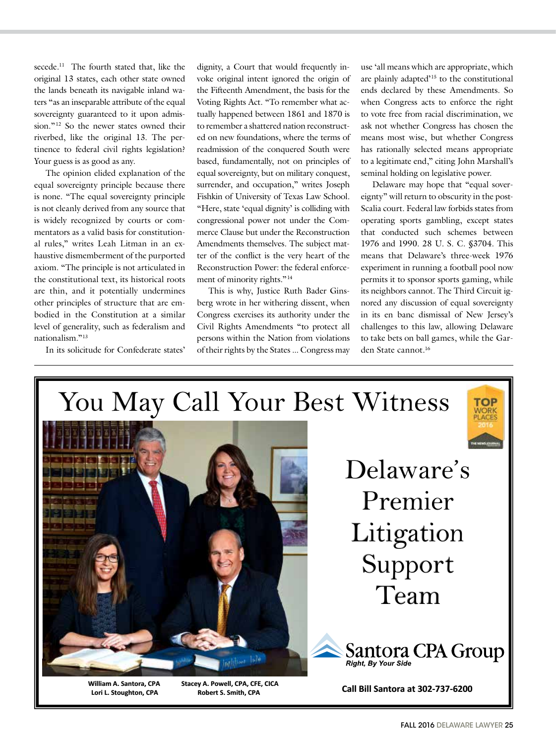secede.[11] The fourth stated that, like the original 13 states, each other state owned the lands beneath its navigable inland waters "as an inseparable attribute of the equal sovereignty guaranteed to it upon admission."[12] So the newer states owned their riverbed, like the original 13. The pertinence to federal civil rights legislation? Your guess is as good as any.

The opinion elided explanation of the equal sovereignty principle because there is none. "The equal sovereignty principle is not cleanly derived from any source that is widely recognized by courts or commentators as a valid basis for constitutional rules," writes Leah Litman in an exhaustive dismemberment of the purported axiom. "The principle is not articulated in the constitutional text, its historical roots are thin, and it potentially undermines other principles of structure that are embodied in the Constitution at a similar level of generality, such as federalism and nationalism."[13]

In its solicitude for Confederate states' dignity, a Court that would frequently invoke original intent ignored the origin of the Fifteenth Amendment, the basis for the Voting Rights Act. "To remember what actually happened between 1861 and 1870 is to remember a shattered nation reconstructed on new foundations, where the terms of readmission of the conquered South were based, fundamentally, not on principles of equal sovereignty, but on military conquest, surrender, and occupation," writes Joseph Fishkin of University of Texas Law School. "Here, state 'equal dignity' is colliding with congressional power not under the Commerce Clause but under the Reconstruction Amendments themselves. The subject matter of the conflict is the very heart of the Reconstruction Power: the federal enforcement of minority rights."[14]

This is why, Justice Ruth Bader Ginsberg wrote in her withering dissent, when Congress exercises its authority under the Civil Rights Amendments "to protect all persons within the Nation from violations of their rights by the States ... Congress may use 'all means which are appropriate, which are plainly adapted'[15] to the constitutional ends declared by these Amendments. So when Congress acts to enforce the right to vote free from racial discrimination, we ask not whether Congress has chosen the means most wise, but whether Congress has rationally selected means appropriate to a legitimate end," citing John Marshall's seminal holding on legislative power.

Delaware may hope that "equal sovereignty" will return to obscurity in the post-Scalia court. Federal law forbids states from operating sports gambling, except states that conducted such schemes between 1976 and 1990. 28 U. S. C. §3704. This means that Delaware's three-week 1976 experiment in running a football pool now permits it to sponsor sports gaming, while its neighbors cannot. The Third Circuit ignored any discussion of equal sovereignty in its en banc dismissal of New Jersey's challenges to this law, allowing Delaware to take bets on ball games, while the Garden State cannot.[16]

---

You May Call Your Best Witness

TOP WORK PLACES 2016

Delaware's Premier Litigation Support Team

Santora CPA Group
Right, By Your Side

William A. Santora, CPA
Lori L. Stoughton, CPA
Stacey A. Powell, CPA, CFE, CICA
Robert S. Smith, CPA

Call Bill Santora at 302-737-6200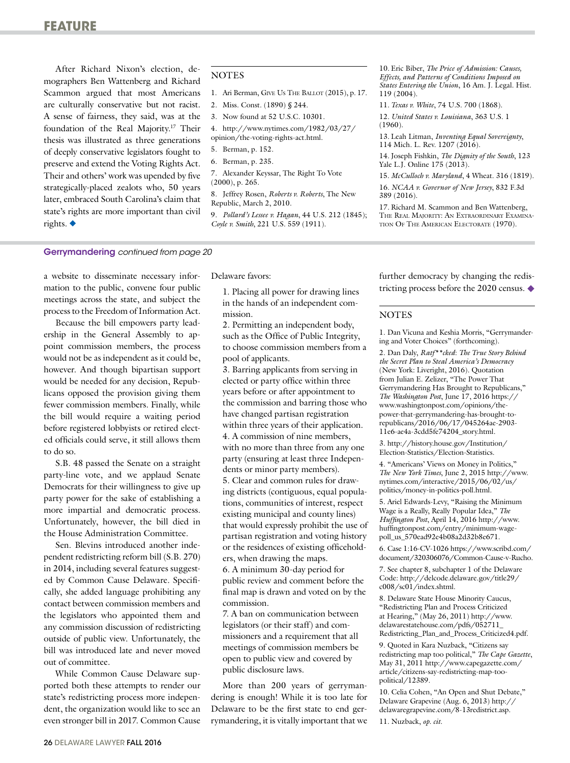After Richard Nixon's election, demographers Ben Wattenberg and Richard Scammon argued that most Americans are culturally conservative but not racist. A sense of fairness, they said, was at the foundation of the Real Majority.[17] Their thesis was illustrated as three generations of deeply conservative legislators fought to preserve and extend the Voting Rights Act. Their and others' work was upended by five strategically-placed zealots who, 50 years later, embraced South Carolina's claim that state's rights are more important than civil rights. ◆

## NOTES

1. Ari Berman, Give Us The Ballot (2015), p. 17.
2. Miss. Const. (1890) § 244.
3. Now found at 52 U.S.C. 10301.
4. http://www.nytimes.com/1982/03/27/opinion/the-voting-rights-act.html.
5. Berman, p. 152.
6. Berman, p. 235.
7. Alexander Keyssar, The Right To Vote (2000), p. 265.
8. Jeffrey Rosen, *Roberts v. Roberts*, The New Republic, March 2, 2010.
9. *Pollard's Lessee v. Hagan*, 44 U.S. 212 (1845); *Coyle v. Smith*, 221 U.S. 559 (1911).
10. Eric Biber, *The Price of Admission: Causes, Effects, and Patterns of Conditions Imposed on States Entering the Union*, 16 Am. J. Legal. Hist. 119 (2004).
11. *Texas v. White*, 74 U.S. 700 (1868).
12. *United States v. Louisiana*, 363 U.S. 1 (1960).
13. Leah Litman, *Inventing Equal Sovereignty*, 114 Mich. L. Rev. 1207 (2016).
14. Joseph Fishkin, *The Dignity of the South*, 123 Yale L.J. Online 175 (2013).
15. *McCulloch v. Maryland*, 4 Wheat. 316 (1819).
16. *NCAA v. Governor of New Jersey*, 832 F.3d 389 (2016).
17. Richard M. Scammon and Ben Wattenberg, The Real Majority: An Extraordinary Examination Of The American Electorate (1970).

---

**Gerrymandering** *continued from page 20*

a website to disseminate necessary information to the public, convene four public meetings across the state, and subject the process to the Freedom of Information Act.

Because the bill empowers party leadership in the General Assembly to appoint commission members, the process would not be as independent as it could be, however. And though bipartisan support would be needed for any decision, Republicans opposed the provision giving them fewer commission members. Finally, while the bill would require a waiting period before registered lobbyists or retired elected officials could serve, it still allows them to do so.

S.B. 48 passed the Senate on a straight party-line vote, and we applaud Senate Democrats for their willingness to give up party power for the sake of establishing a more impartial and democratic process. Unfortunately, however, the bill died in the House Administration Committee.

Sen. Blevins introduced another independent redistricting reform bill (S.B. 270) in 2014, including several features suggested by Common Cause Delaware. Specifically, she added language prohibiting any contact between commission members and the legislators who appointed them and any commission discussion of redistricting outside of public view. Unfortunately, the bill was introduced late and never moved out of committee.

While Common Cause Delaware supported both these attempts to render our state's redistricting process more independent, the organization would like to see an even stronger bill in 2017. Common Cause Delaware favors:

1. Placing all power for drawing lines in the hands of an independent commission.
2. Permitting an independent body, such as the Office of Public Integrity, to choose commission members from a pool of applicants.
3. Barring applicants from serving in elected or party office within three years before or after appointment to the commission and barring those who have changed partisan registration within three years of their application.
4. A commission of nine members, with no more than three from any one party (ensuring at least three Independents or minor party members).
5. Clear and common rules for drawing districts (contiguous, equal populations, communities of interest, respect existing municipal and county lines) that would expressly prohibit the use of partisan registration and voting history or the residences of existing officeholders, when drawing the maps.
6. A minimum 30-day period for public review and comment before the final map is drawn and voted on by the commission.
7. A ban on communication between legislators (or their staff) and commissioners and a requirement that all meetings of commission members be open to public view and covered by public disclosure laws.

More than 200 years of gerrymandering is enough! While it is too late for Delaware to be the first state to end gerrymandering, it is vitally important that we further democracy by changing the redistricting process before the 2020 census. ◆

## NOTES

1. Dan Vicuna and Keshia Morris, "Gerrymandering and Voter Choices" (forthcoming).
2. Dan Daly, *Ratf**cked: The True Story Behind the Secret Plan to Steal America's Democracy* (New York: Liveright, 2016). Quotation from Julian E. Zelizer, "The Power That Gerrymandering Has Brought to Republicans," *The Washington Post*, June 17, 2016 https://www.washingtonpost.com/opinions/the-power-that-gerrymandering-has-brought-to-republicans/2016/06/17/045264ae-2903-11e6-ae4a-3cdd5fe74204_story.html.
3. http://history.house.gov/Institution/Election-Statistics/Election-Statistics.
4. "Americans' Views on Money in Politics," *The New York Times*, June 2, 2015 http://www.nytimes.com/interactive/2015/06/02/us/politics/money-in-politics-poll.html.
5. Ariel Edwards-Levy, "Raising the Minimum Wage is a Really, Really Popular Idea," *The Huffington Post*, April 14, 2016 http://www.huffingtonpost.com/entry/minimum-wage-poll_us_570ead92e4b08a2d32b8e671.
6. Case 1:16-CV-1026 https://www.scribd.com/document/320306076/Common-Cause-v-Rucho.
7. See chapter 8, subchapter 1 of the Delaware Code: http://delcode.delaware.gov/title29/c008/sc01/index.shtml.
8. Delaware State House Minority Caucus, "Redistricting Plan and Process Criticized at Hearing," (May 26, 2011) http://www.delawarestatehouse.com/pdfs/052711_Redistricting_Plan_and_Process_Criticized4.pdf.
9. Quoted in Kara Nuzback, "Citizens say redistricting map too political," *The Cape Gazette*, May 31, 2011 http://www.capegazette.com/article/citizens-say-redistricting-map-too-political/12389.
10. Celia Cohen, "An Open and Shut Debate," Delaware Grapevine (Aug. 6, 2013) http://delawaregrapevine.com/8-13redistrict.asp.
11. Nuzback, *op. cit.*